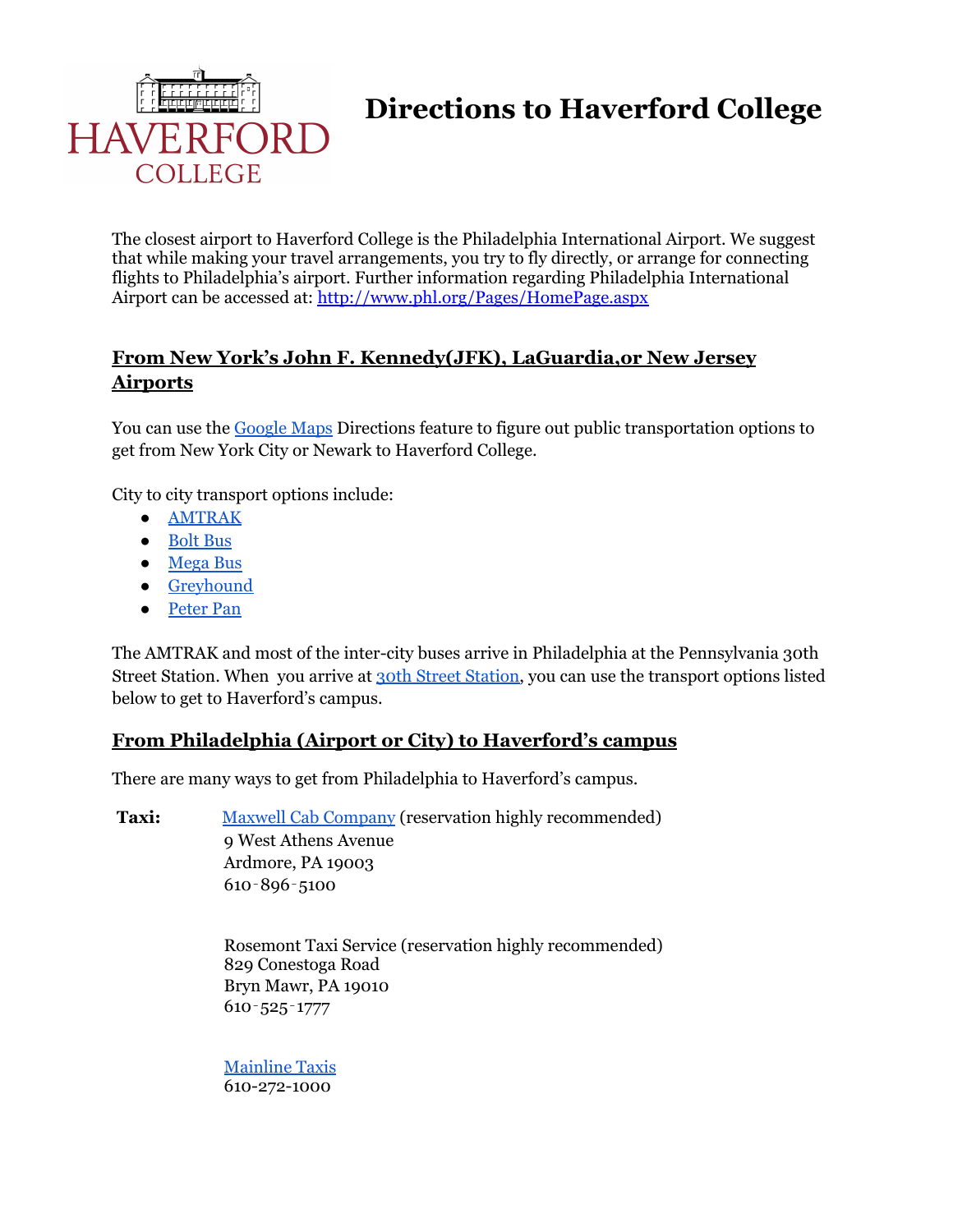# Directions to Haverford College

The closest airport to Haverford College is the Philadelphia International Airport. We suggest that while making your travel arrangements, you try to fly directly, or arrange for connecting flights to Philadelphia's airport. Further information regarding Philadelphia International Airport can be accessed at: http://www.phl.org/Pages/HomePage.aspx

## From New York's John F. Kennedy(JFK), LaGuardia,or New Jersey Airports

You can use the Google Maps Directions feature to figure out public transportation options to get from New York City or Newark to Haverford College.

City to city transport options include:

- AMTRAK
- Bolt Bus
- Mega Bus
- Greyhound
- Peter Pan

The AMTRAK and most of the inter-city buses arrive in Philadelphia at the Pennsylvania 30th Street Station. When you arrive at 30th Street Station, you can use the transport options listed below to get to Haverford's campus.

## From Philadelphia (Airport or City) to Haverford's campus

There are many ways to get from Philadelphia to Haverford's campus.

**Taxi:**

Maxwell Cab Company (reservation highly recommended)
9 West Athens Avenue
Ardmore, PA 19003
610-896-5100

Rosemont Taxi Service (reservation highly recommended)
829 Conestoga Road
Bryn Mawr, PA 19010
610-525-1777

Mainline Taxis
610-272-1000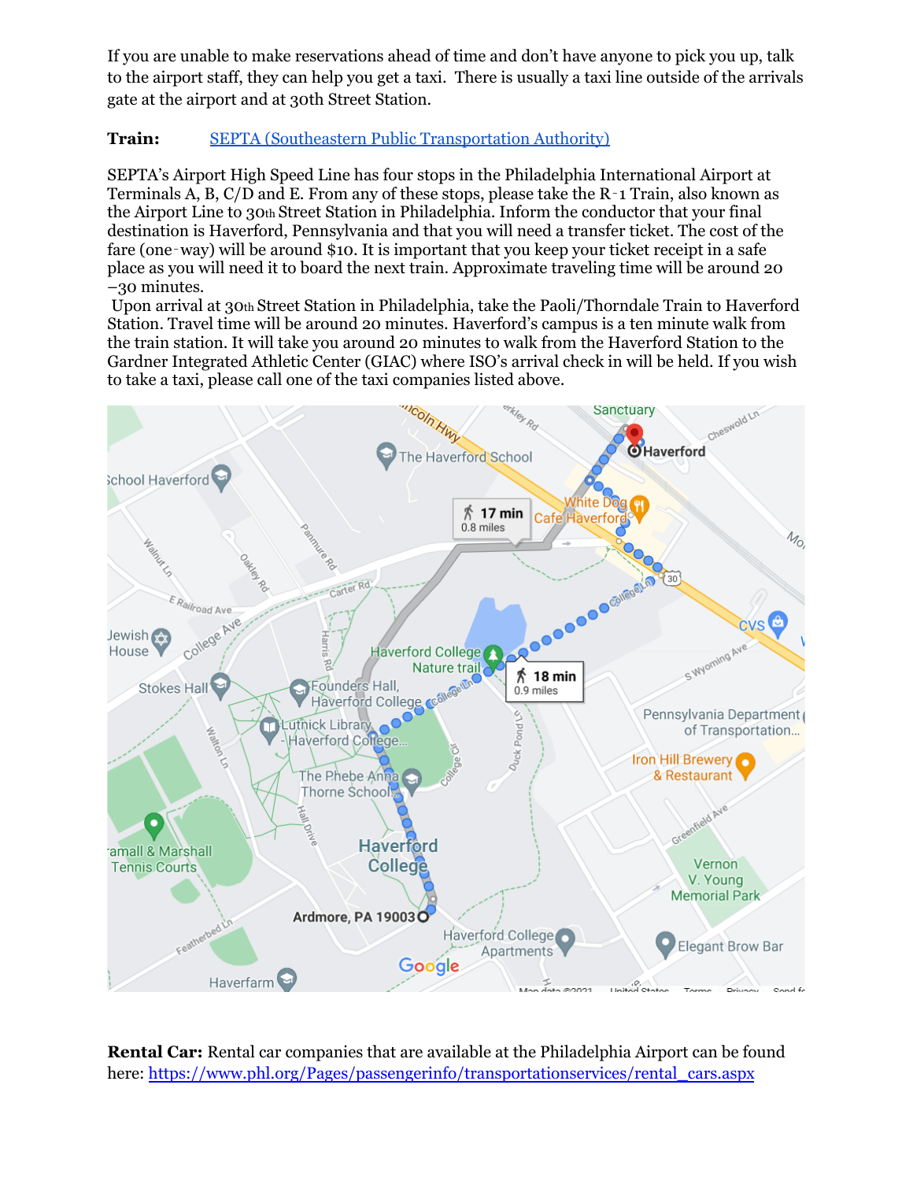If you are unable to make reservations ahead of time and don't have anyone to pick you up, talk to the airport staff, they can help you get a taxi. There is usually a taxi line outside of the arrivals gate at the airport and at 30th Street Station.

**Train:** [SEPTA (Southeastern Public Transportation Authority)]()

SEPTA's Airport High Speed Line has four stops in the Philadelphia International Airport at Terminals A, B, C/D and E. From any of these stops, please take the R-1 Train, also known as the Airport Line to 30th Street Station in Philadelphia. Inform the conductor that your final destination is Haverford, Pennsylvania and that you will need a transfer ticket. The cost of the fare (one-way) will be around $10. It is important that you keep your ticket receipt in a safe place as you will need it to board the next train. Approximate traveling time will be around 20 –30 minutes.

Upon arrival at 30th Street Station in Philadelphia, take the Paoli/Thorndale Train to Haverford Station. Travel time will be around 20 minutes. Haverford's campus is a ten minute walk from the train station. It will take you around 20 minutes to walk from the Haverford Station to the Gardner Integrated Athletic Center (GIAC) where ISO's arrival check in will be held. If you wish to take a taxi, please call one of the taxi companies listed above.

**Rental Car:** Rental car companies that are available at the Philadelphia Airport can be found here: https://www.phl.org/Pages/passengerinfo/transportationservices/rental_cars.aspx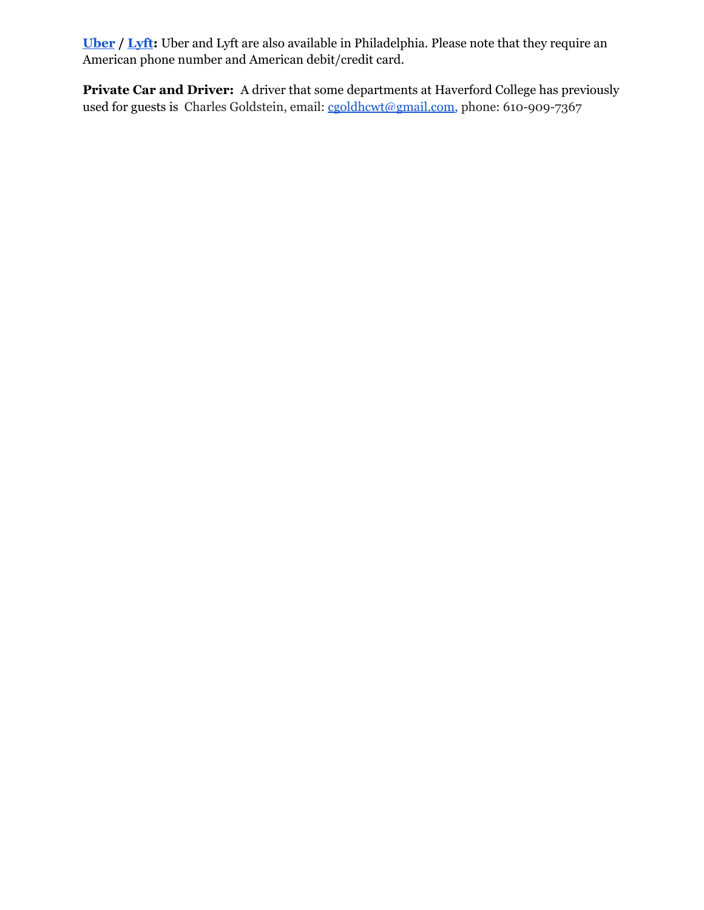**Uber / Lyft:** Uber and Lyft are also available in Philadelphia. Please note that they require an American phone number and American debit/credit card.

**Private Car and Driver:** A driver that some departments at Haverford College has previously used for guests is Charles Goldstein, email: cgoldhcwt@gmail.com, phone: 610-909-7367